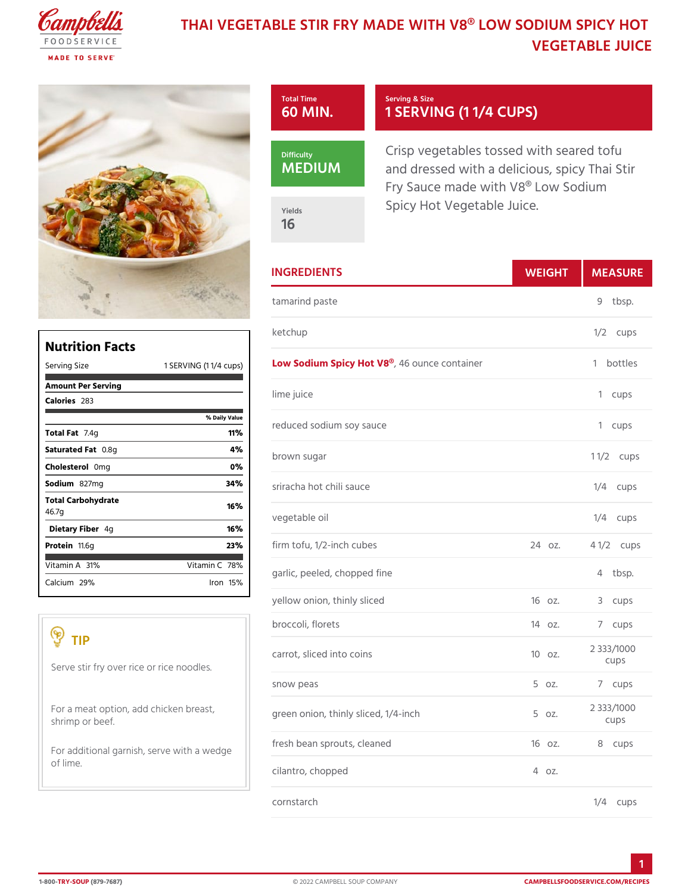# THAI VEGETABLE STIR FRY MADE WITH V8® LOW SODIUM SPICY HOT VEGETABLE JUICE

**Total Time**
60 MIN.

**Serving & Size**
1 SERVING (1 1/4 CUPS)

**Difficulty**
MEDIUM

**Yields**
16

Crisp vegetables tossed with seared tofu and dressed with a delicious, spicy Thai Stir Fry Sauce made with V8® Low Sodium Spicy Hot Vegetable Juice.

## Nutrition Facts

| Nutrition Facts | |
|---|---|
| Serving Size | 1 SERVING (1 1/4 cups) |
| **Amount Per Serving** | |
| **Calories** 283 | |
| | % Daily Value |
| **Total Fat** 7.4g | 11% |
| **Saturated Fat** 0.8g | 4% |
| **Cholesterol** 0mg | 0% |
| **Sodium** 827mg | 34% |
| **Total Carbohydrate** 46.7g | 16% |
| **Dietary Fiber** 4g | 16% |
| **Protein** 11.6g | 23% |
| Vitamin A 31% | Vitamin C 78% |
| Calcium 29% | Iron 15% |

## TIP

Serve stir fry over rice or rice noodles.

For a meat option, add chicken breast, shrimp or beef.

For additional garnish, serve with a wedge of lime.

## INGREDIENTS

| Ingredient | Weight | Measure |
|---|---|---|
| tamarind paste | | 9 tbsp. |
| ketchup | | 1/2 cups |
| **Low Sodium Spicy Hot V8®**, 46 ounce container | | 1 bottles |
| lime juice | | 1 cups |
| reduced sodium soy sauce | | 1 cups |
| brown sugar | | 1 1/2 cups |
| sriracha hot chili sauce | | 1/4 cups |
| vegetable oil | | 1/4 cups |
| firm tofu, 1/2-inch cubes | 24 oz. | 4 1/2 cups |
| garlic, peeled, chopped fine | | 4 tbsp. |
| yellow onion, thinly sliced | 16 oz. | 3 cups |
| broccoli, florets | 14 oz. | 7 cups |
| carrot, sliced into coins | 10 oz. | 2 333/1000 cups |
| snow peas | 5 oz. | 7 cups |
| green onion, thinly sliced, 1/4-inch | 5 oz. | 2 333/1000 cups |
| fresh bean sprouts, cleaned | 16 oz. | 8 cups |
| cilantro, chopped | 4 oz. | |
| cornstarch | | 1/4 cups |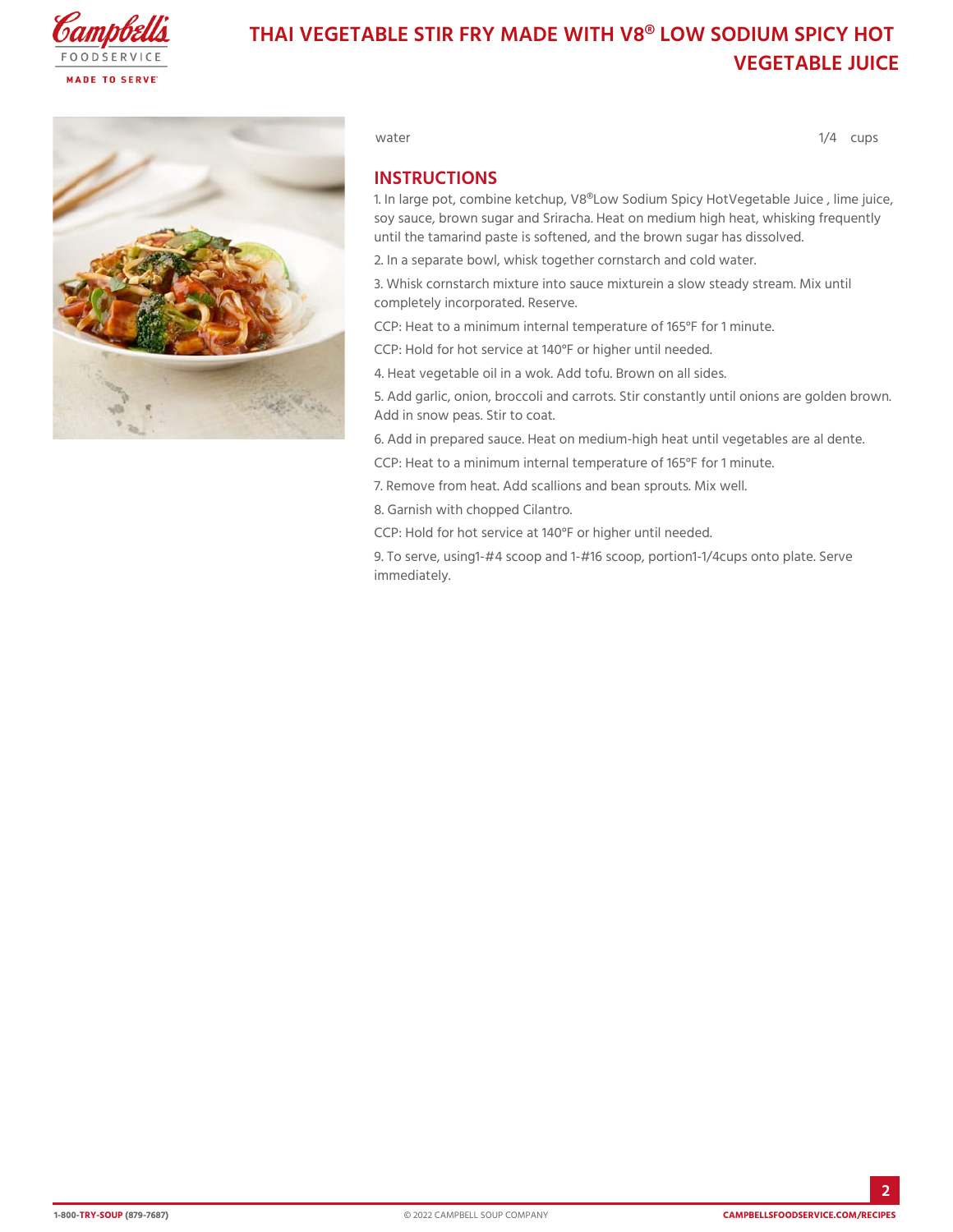# THAI VEGETABLE STIR FRY MADE WITH V8® LOW SODIUM SPICY HOT VEGETABLE JUICE

| | | |
|---|---|---|
| water | 1/4 | cups |

## INSTRUCTIONS

1. In large pot, combine ketchup, V8®Low Sodium Spicy HotVegetable Juice , lime juice, soy sauce, brown sugar and Sriracha. Heat on medium high heat, whisking frequently until the tamarind paste is softened, and the brown sugar has dissolved.

2. In a separate bowl, whisk together cornstarch and cold water.

3. Whisk cornstarch mixture into sauce mixturein a slow steady stream. Mix until completely incorporated. Reserve.

CCP: Heat to a minimum internal temperature of 165°F for 1 minute.

CCP: Hold for hot service at 140°F or higher until needed.

4. Heat vegetable oil in a wok. Add tofu. Brown on all sides.

5. Add garlic, onion, broccoli and carrots. Stir constantly until onions are golden brown. Add in snow peas. Stir to coat.

6. Add in prepared sauce. Heat on medium-high heat until vegetables are al dente.

CCP: Heat to a minimum internal temperature of 165°F for 1 minute.

7. Remove from heat. Add scallions and bean sprouts. Mix well.

8. Garnish with chopped Cilantro.

CCP: Hold for hot service at 140°F or higher until needed.

9. To serve, using1-#4 scoop and 1-#16 scoop, portion1-1/4cups onto plate. Serve immediately.